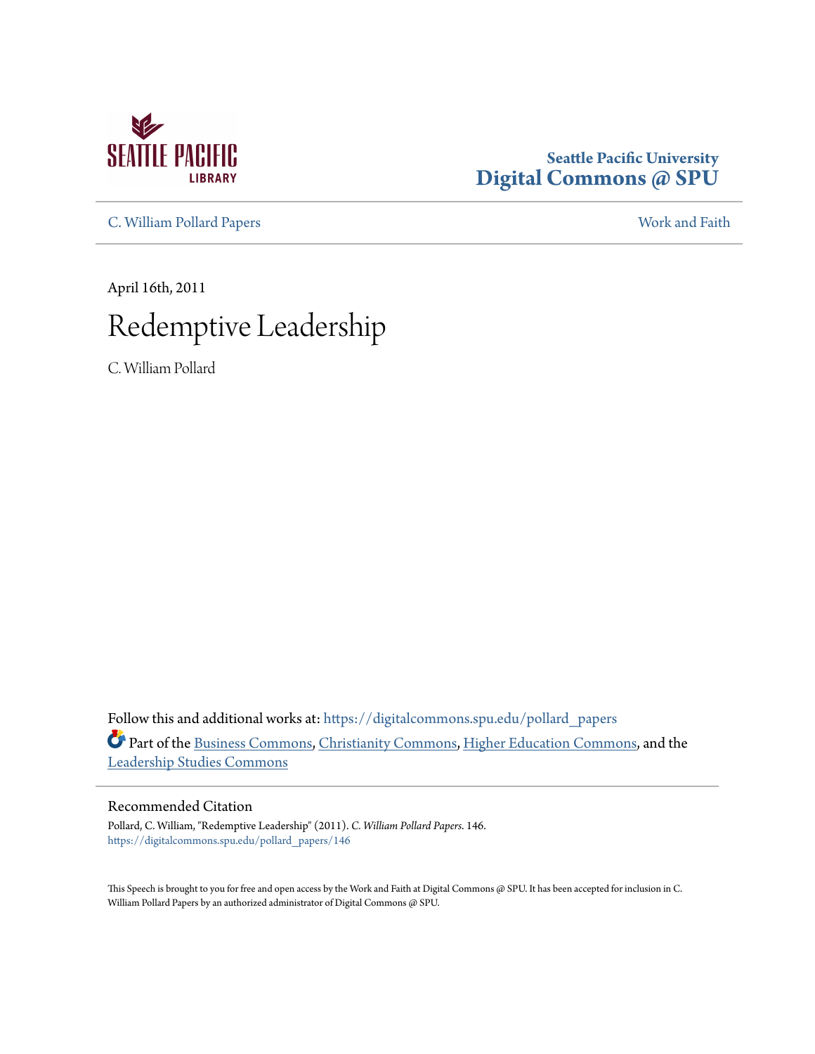Seattle Pacific University
Digital Commons @ SPU

C. William Pollard Papers

Work and Faith

April 16th, 2011

# Redemptive Leadership

C. William Pollard

Follow this and additional works at: https://digitalcommons.spu.edu/pollard_papers

Part of the Business Commons, Christianity Commons, Higher Education Commons, and the Leadership Studies Commons

## Recommended Citation

Pollard, C. William, "Redemptive Leadership" (2011). *C. William Pollard Papers*. 146.
https://digitalcommons.spu.edu/pollard_papers/146

This Speech is brought to you for free and open access by the Work and Faith at Digital Commons @ SPU. It has been accepted for inclusion in C. William Pollard Papers by an authorized administrator of Digital Commons @ SPU.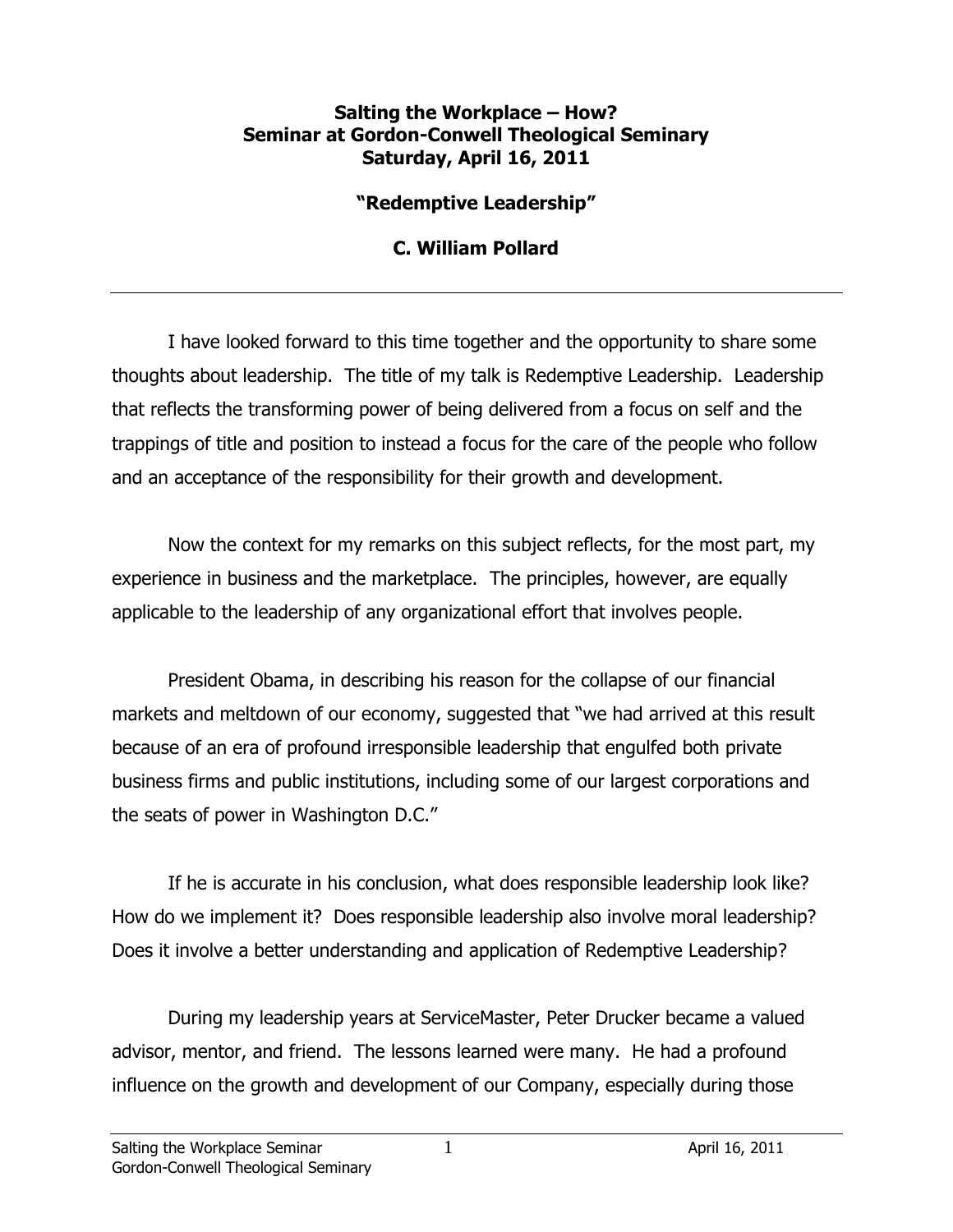**Salting the Workplace – How?**
**Seminar at Gordon-Conwell Theological Seminary**
**Saturday, April 16, 2011**

**"Redemptive Leadership"**

**C. William Pollard**

---

I have looked forward to this time together and the opportunity to share some thoughts about leadership. The title of my talk is Redemptive Leadership. Leadership that reflects the transforming power of being delivered from a focus on self and the trappings of title and position to instead a focus for the care of the people who follow and an acceptance of the responsibility for their growth and development.

Now the context for my remarks on this subject reflects, for the most part, my experience in business and the marketplace. The principles, however, are equally applicable to the leadership of any organizational effort that involves people.

President Obama, in describing his reason for the collapse of our financial markets and meltdown of our economy, suggested that "we had arrived at this result because of an era of profound irresponsible leadership that engulfed both private business firms and public institutions, including some of our largest corporations and the seats of power in Washington D.C."

If he is accurate in his conclusion, what does responsible leadership look like? How do we implement it? Does responsible leadership also involve moral leadership? Does it involve a better understanding and application of Redemptive Leadership?

During my leadership years at ServiceMaster, Peter Drucker became a valued advisor, mentor, and friend. The lessons learned were many. He had a profound influence on the growth and development of our Company, especially during those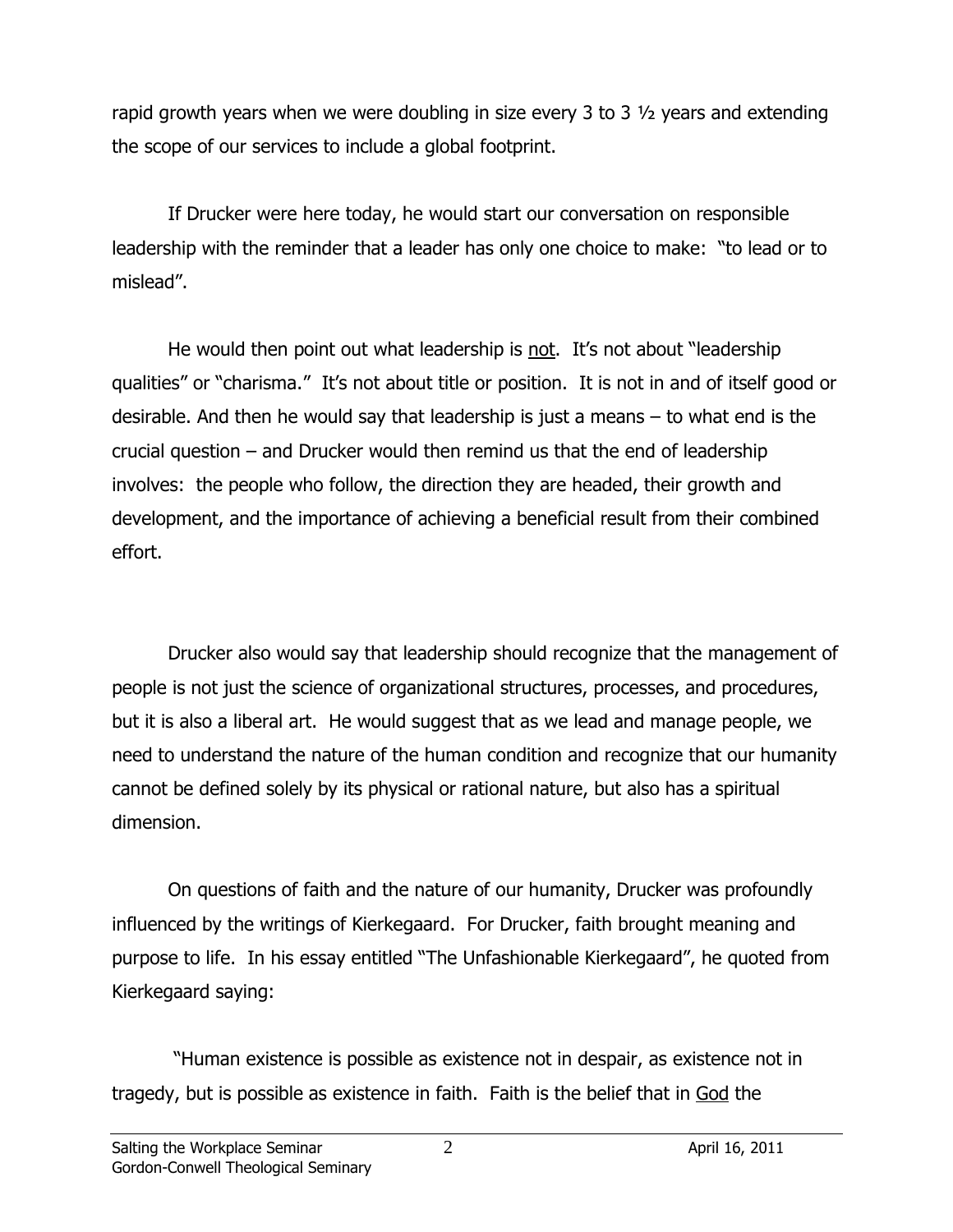rapid growth years when we were doubling in size every 3 to 3 ½ years and extending the scope of our services to include a global footprint.

If Drucker were here today, he would start our conversation on responsible leadership with the reminder that a leader has only one choice to make: "to lead or to mislead".

He would then point out what leadership is <u>not</u>. It's not about "leadership qualities" or "charisma." It's not about title or position. It is not in and of itself good or desirable. And then he would say that leadership is just a means – to what end is the crucial question – and Drucker would then remind us that the end of leadership involves: the people who follow, the direction they are headed, their growth and development, and the importance of achieving a beneficial result from their combined effort.

Drucker also would say that leadership should recognize that the management of people is not just the science of organizational structures, processes, and procedures, but it is also a liberal art. He would suggest that as we lead and manage people, we need to understand the nature of the human condition and recognize that our humanity cannot be defined solely by its physical or rational nature, but also has a spiritual dimension.

On questions of faith and the nature of our humanity, Drucker was profoundly influenced by the writings of Kierkegaard. For Drucker, faith brought meaning and purpose to life. In his essay entitled "The Unfashionable Kierkegaard", he quoted from Kierkegaard saying:

"Human existence is possible as existence not in despair, as existence not in tragedy, but is possible as existence in faith. Faith is the belief that in <u>God</u> the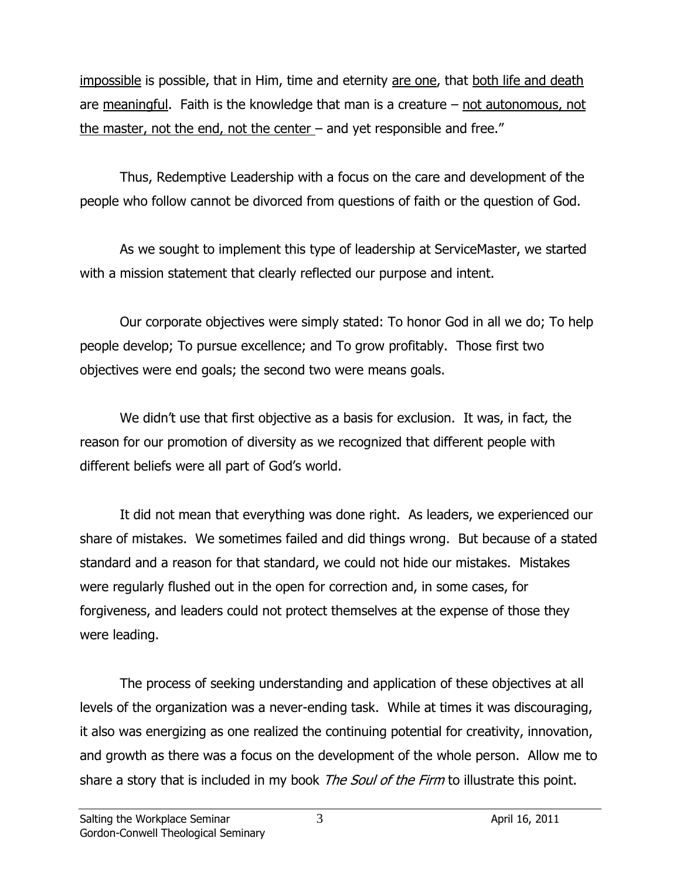impossible is possible, that in Him, time and eternity are one, that both life and death are meaningful. Faith is the knowledge that man is a creature – not autonomous, not the master, not the end, not the center – and yet responsible and free."

Thus, Redemptive Leadership with a focus on the care and development of the people who follow cannot be divorced from questions of faith or the question of God.

As we sought to implement this type of leadership at ServiceMaster, we started with a mission statement that clearly reflected our purpose and intent.

Our corporate objectives were simply stated: To honor God in all we do; To help people develop; To pursue excellence; and To grow profitably. Those first two objectives were end goals; the second two were means goals.

We didn't use that first objective as a basis for exclusion. It was, in fact, the reason for our promotion of diversity as we recognized that different people with different beliefs were all part of God's world.

It did not mean that everything was done right. As leaders, we experienced our share of mistakes. We sometimes failed and did things wrong. But because of a stated standard and a reason for that standard, we could not hide our mistakes. Mistakes were regularly flushed out in the open for correction and, in some cases, for forgiveness, and leaders could not protect themselves at the expense of those they were leading.

The process of seeking understanding and application of these objectives at all levels of the organization was a never-ending task. While at times it was discouraging, it also was energizing as one realized the continuing potential for creativity, innovation, and growth as there was a focus on the development of the whole person. Allow me to share a story that is included in my book *The Soul of the Firm* to illustrate this point.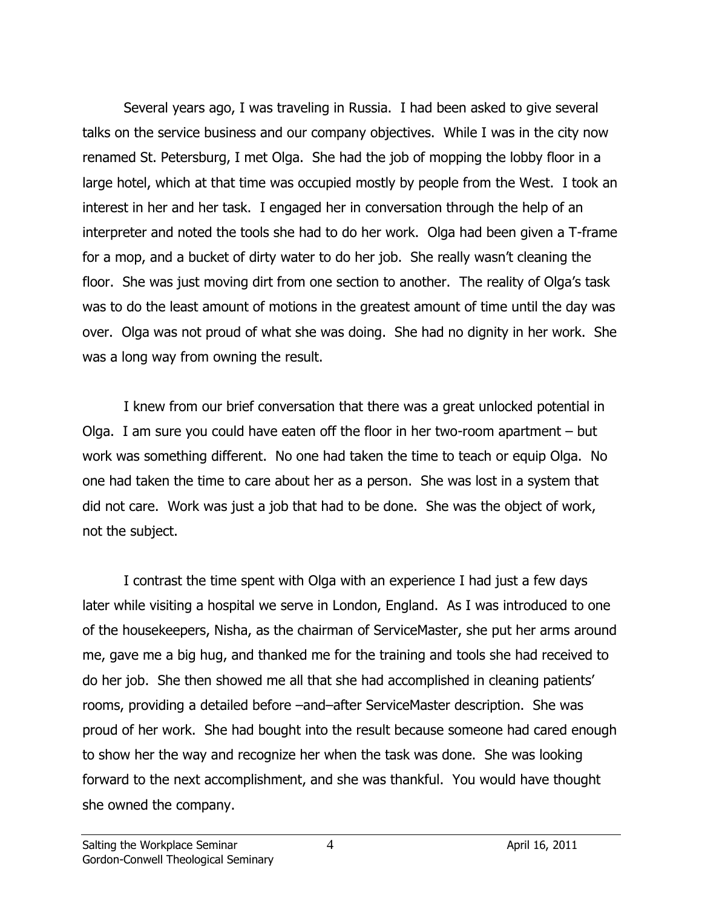Several years ago, I was traveling in Russia. I had been asked to give several talks on the service business and our company objectives. While I was in the city now renamed St. Petersburg, I met Olga. She had the job of mopping the lobby floor in a large hotel, which at that time was occupied mostly by people from the West. I took an interest in her and her task. I engaged her in conversation through the help of an interpreter and noted the tools she had to do her work. Olga had been given a T-frame for a mop, and a bucket of dirty water to do her job. She really wasn't cleaning the floor. She was just moving dirt from one section to another. The reality of Olga's task was to do the least amount of motions in the greatest amount of time until the day was over. Olga was not proud of what she was doing. She had no dignity in her work. She was a long way from owning the result.

I knew from our brief conversation that there was a great unlocked potential in Olga. I am sure you could have eaten off the floor in her two-room apartment – but work was something different. No one had taken the time to teach or equip Olga. No one had taken the time to care about her as a person. She was lost in a system that did not care. Work was just a job that had to be done. She was the object of work, not the subject.

I contrast the time spent with Olga with an experience I had just a few days later while visiting a hospital we serve in London, England. As I was introduced to one of the housekeepers, Nisha, as the chairman of ServiceMaster, she put her arms around me, gave me a big hug, and thanked me for the training and tools she had received to do her job. She then showed me all that she had accomplished in cleaning patients' rooms, providing a detailed before –and–after ServiceMaster description. She was proud of her work. She had bought into the result because someone had cared enough to show her the way and recognize her when the task was done. She was looking forward to the next accomplishment, and she was thankful. You would have thought she owned the company.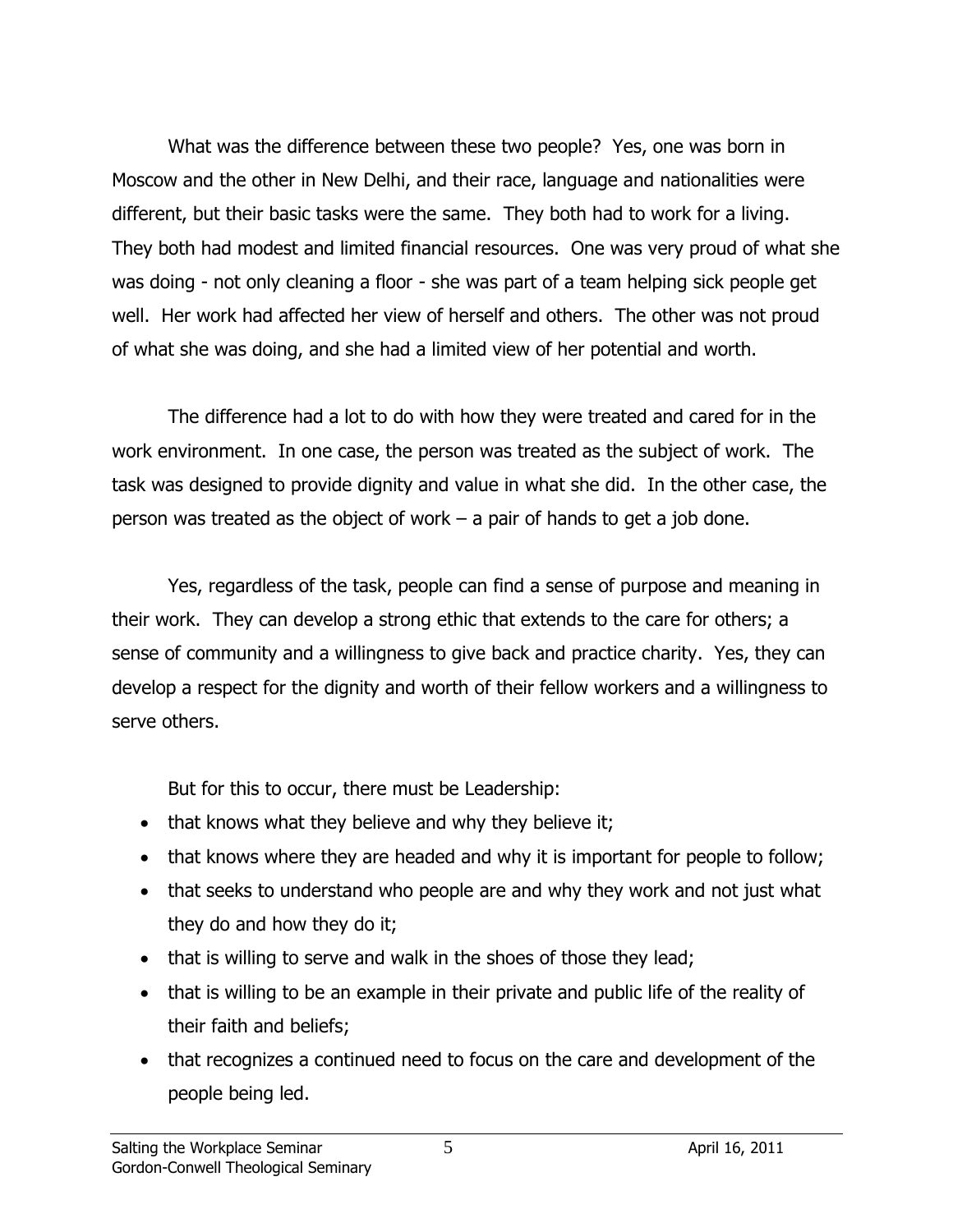What was the difference between these two people? Yes, one was born in Moscow and the other in New Delhi, and their race, language and nationalities were different, but their basic tasks were the same. They both had to work for a living. They both had modest and limited financial resources. One was very proud of what she was doing - not only cleaning a floor - she was part of a team helping sick people get well. Her work had affected her view of herself and others. The other was not proud of what she was doing, and she had a limited view of her potential and worth.

The difference had a lot to do with how they were treated and cared for in the work environment. In one case, the person was treated as the subject of work. The task was designed to provide dignity and value in what she did. In the other case, the person was treated as the object of work – a pair of hands to get a job done.

Yes, regardless of the task, people can find a sense of purpose and meaning in their work. They can develop a strong ethic that extends to the care for others; a sense of community and a willingness to give back and practice charity. Yes, they can develop a respect for the dignity and worth of their fellow workers and a willingness to serve others.

But for this to occur, there must be Leadership:

- that knows what they believe and why they believe it;
- that knows where they are headed and why it is important for people to follow;
- that seeks to understand who people are and why they work and not just what they do and how they do it;
- that is willing to serve and walk in the shoes of those they lead;
- that is willing to be an example in their private and public life of the reality of their faith and beliefs;
- that recognizes a continued need to focus on the care and development of the people being led.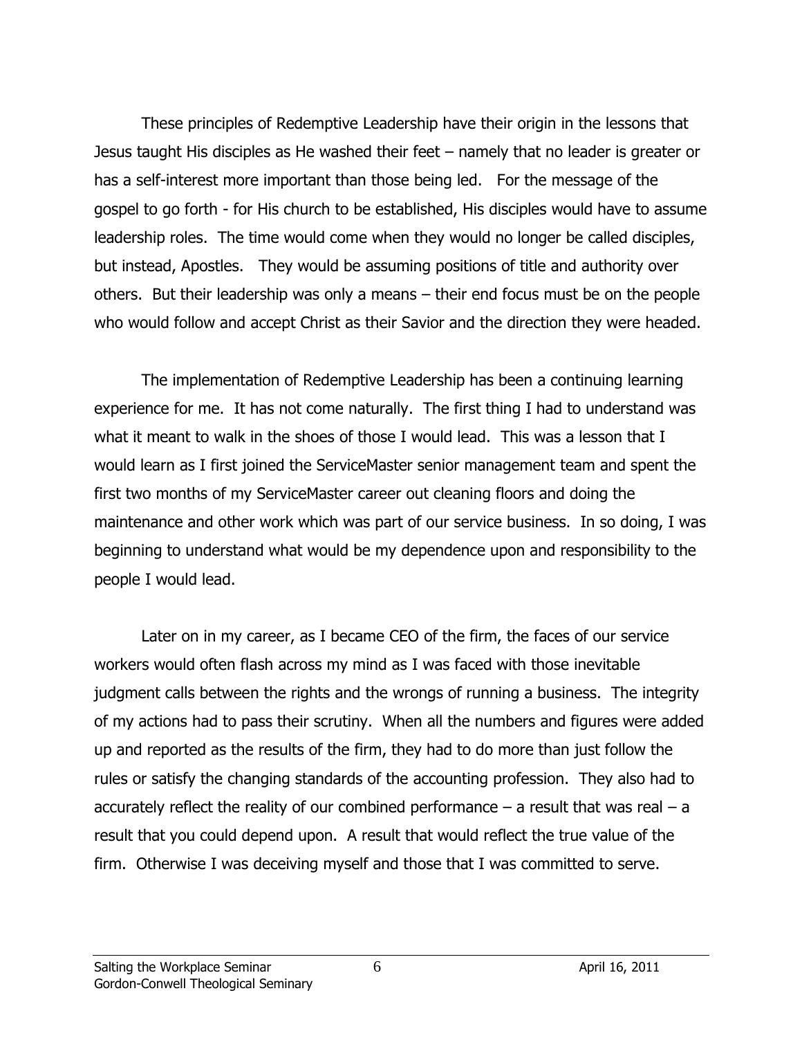These principles of Redemptive Leadership have their origin in the lessons that Jesus taught His disciples as He washed their feet – namely that no leader is greater or has a self-interest more important than those being led. For the message of the gospel to go forth - for His church to be established, His disciples would have to assume leadership roles. The time would come when they would no longer be called disciples, but instead, Apostles. They would be assuming positions of title and authority over others. But their leadership was only a means – their end focus must be on the people who would follow and accept Christ as their Savior and the direction they were headed.

The implementation of Redemptive Leadership has been a continuing learning experience for me. It has not come naturally. The first thing I had to understand was what it meant to walk in the shoes of those I would lead. This was a lesson that I would learn as I first joined the ServiceMaster senior management team and spent the first two months of my ServiceMaster career out cleaning floors and doing the maintenance and other work which was part of our service business. In so doing, I was beginning to understand what would be my dependence upon and responsibility to the people I would lead.

Later on in my career, as I became CEO of the firm, the faces of our service workers would often flash across my mind as I was faced with those inevitable judgment calls between the rights and the wrongs of running a business. The integrity of my actions had to pass their scrutiny. When all the numbers and figures were added up and reported as the results of the firm, they had to do more than just follow the rules or satisfy the changing standards of the accounting profession. They also had to accurately reflect the reality of our combined performance – a result that was real – a result that you could depend upon. A result that would reflect the true value of the firm. Otherwise I was deceiving myself and those that I was committed to serve.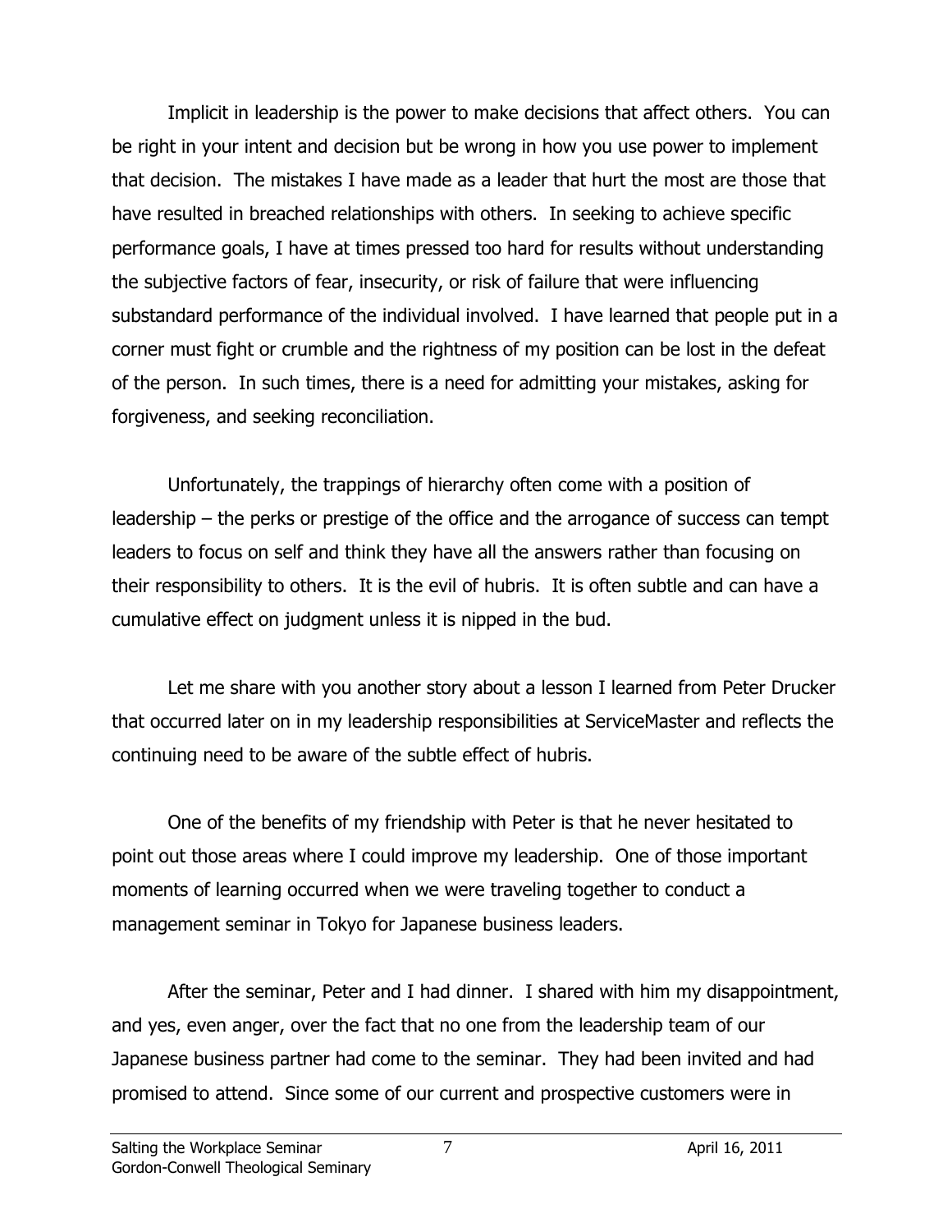Implicit in leadership is the power to make decisions that affect others. You can be right in your intent and decision but be wrong in how you use power to implement that decision. The mistakes I have made as a leader that hurt the most are those that have resulted in breached relationships with others. In seeking to achieve specific performance goals, I have at times pressed too hard for results without understanding the subjective factors of fear, insecurity, or risk of failure that were influencing substandard performance of the individual involved. I have learned that people put in a corner must fight or crumble and the rightness of my position can be lost in the defeat of the person. In such times, there is a need for admitting your mistakes, asking for forgiveness, and seeking reconciliation.

Unfortunately, the trappings of hierarchy often come with a position of leadership – the perks or prestige of the office and the arrogance of success can tempt leaders to focus on self and think they have all the answers rather than focusing on their responsibility to others. It is the evil of hubris. It is often subtle and can have a cumulative effect on judgment unless it is nipped in the bud.

Let me share with you another story about a lesson I learned from Peter Drucker that occurred later on in my leadership responsibilities at ServiceMaster and reflects the continuing need to be aware of the subtle effect of hubris.

One of the benefits of my friendship with Peter is that he never hesitated to point out those areas where I could improve my leadership. One of those important moments of learning occurred when we were traveling together to conduct a management seminar in Tokyo for Japanese business leaders.

After the seminar, Peter and I had dinner. I shared with him my disappointment, and yes, even anger, over the fact that no one from the leadership team of our Japanese business partner had come to the seminar. They had been invited and had promised to attend. Since some of our current and prospective customers were in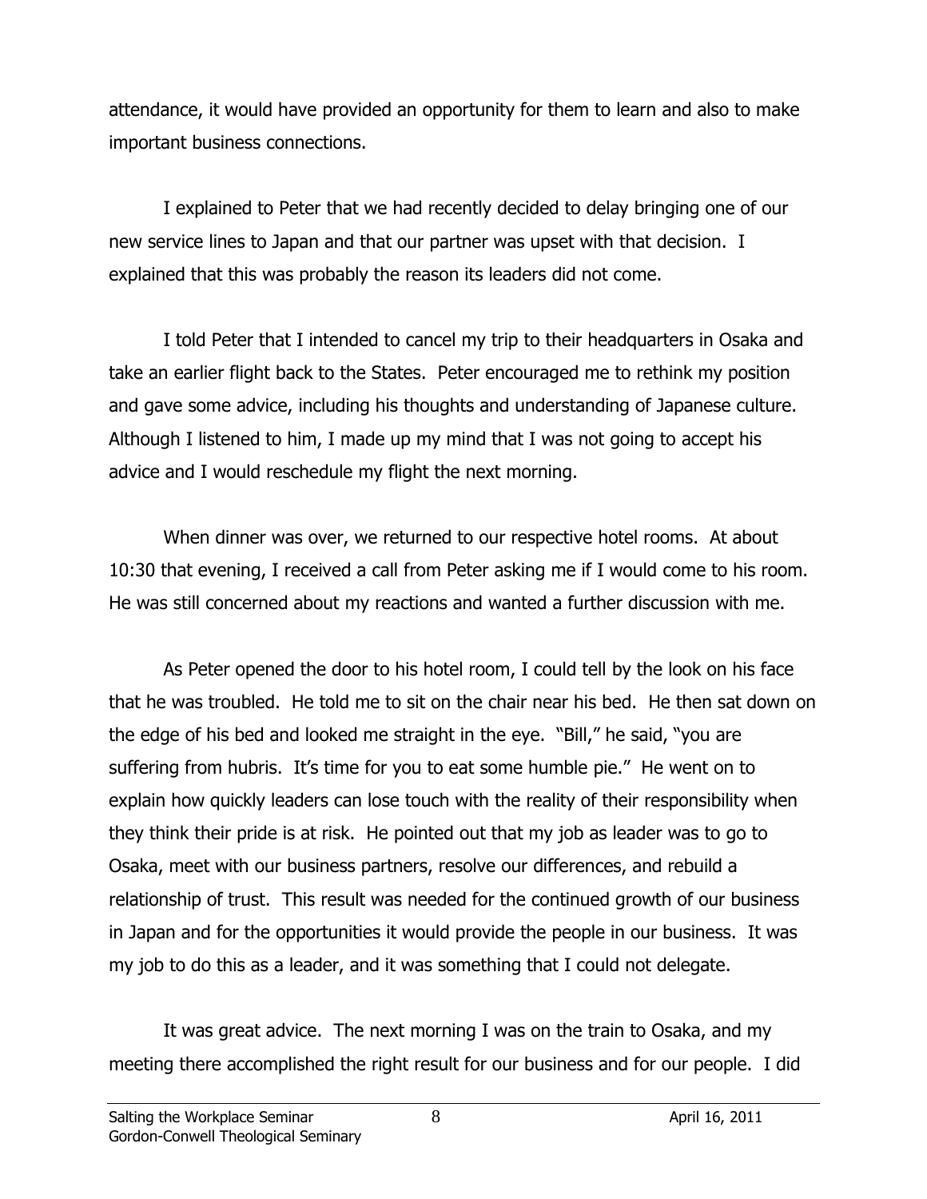attendance, it would have provided an opportunity for them to learn and also to make important business connections.

I explained to Peter that we had recently decided to delay bringing one of our new service lines to Japan and that our partner was upset with that decision. I explained that this was probably the reason its leaders did not come.

I told Peter that I intended to cancel my trip to their headquarters in Osaka and take an earlier flight back to the States. Peter encouraged me to rethink my position and gave some advice, including his thoughts and understanding of Japanese culture. Although I listened to him, I made up my mind that I was not going to accept his advice and I would reschedule my flight the next morning.

When dinner was over, we returned to our respective hotel rooms. At about 10:30 that evening, I received a call from Peter asking me if I would come to his room. He was still concerned about my reactions and wanted a further discussion with me.

As Peter opened the door to his hotel room, I could tell by the look on his face that he was troubled. He told me to sit on the chair near his bed. He then sat down on the edge of his bed and looked me straight in the eye. "Bill," he said, "you are suffering from hubris. It's time for you to eat some humble pie." He went on to explain how quickly leaders can lose touch with the reality of their responsibility when they think their pride is at risk. He pointed out that my job as leader was to go to Osaka, meet with our business partners, resolve our differences, and rebuild a relationship of trust. This result was needed for the continued growth of our business in Japan and for the opportunities it would provide the people in our business. It was my job to do this as a leader, and it was something that I could not delegate.

It was great advice. The next morning I was on the train to Osaka, and my meeting there accomplished the right result for our business and for our people. I did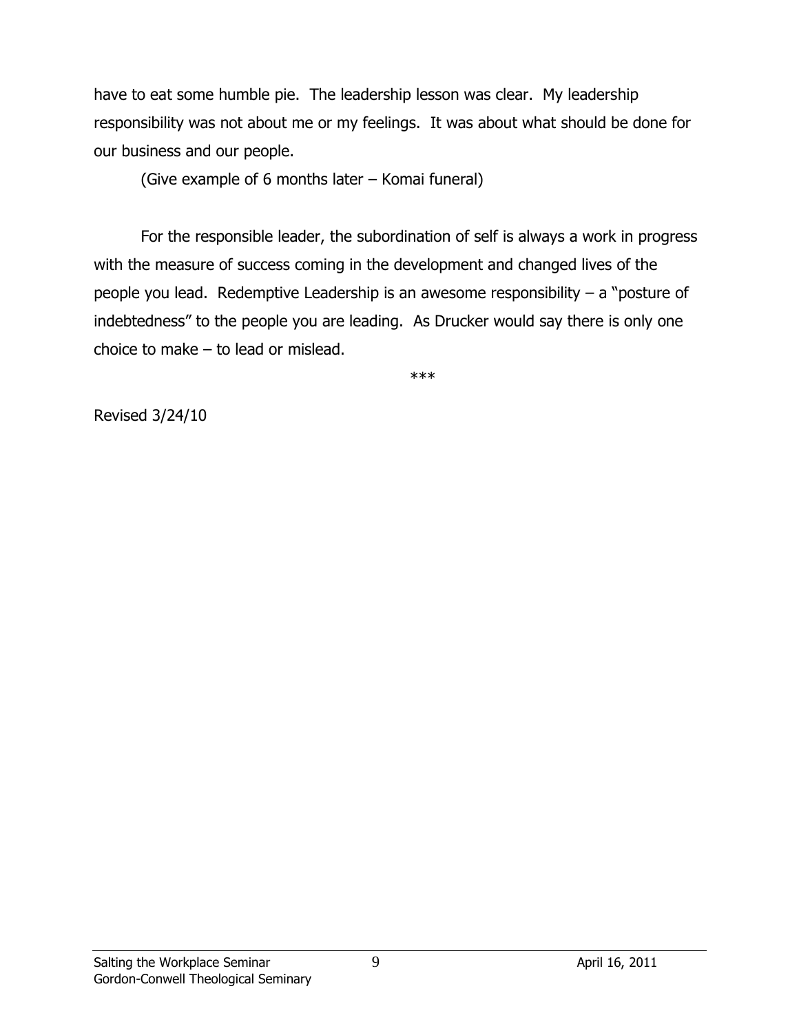have to eat some humble pie. The leadership lesson was clear. My leadership responsibility was not about me or my feelings. It was about what should be done for our business and our people.

(Give example of 6 months later – Komai funeral)

For the responsible leader, the subordination of self is always a work in progress with the measure of success coming in the development and changed lives of the people you lead. Redemptive Leadership is an awesome responsibility – a "posture of indebtedness" to the people you are leading. As Drucker would say there is only one choice to make – to lead or mislead.

***

Revised 3/24/10